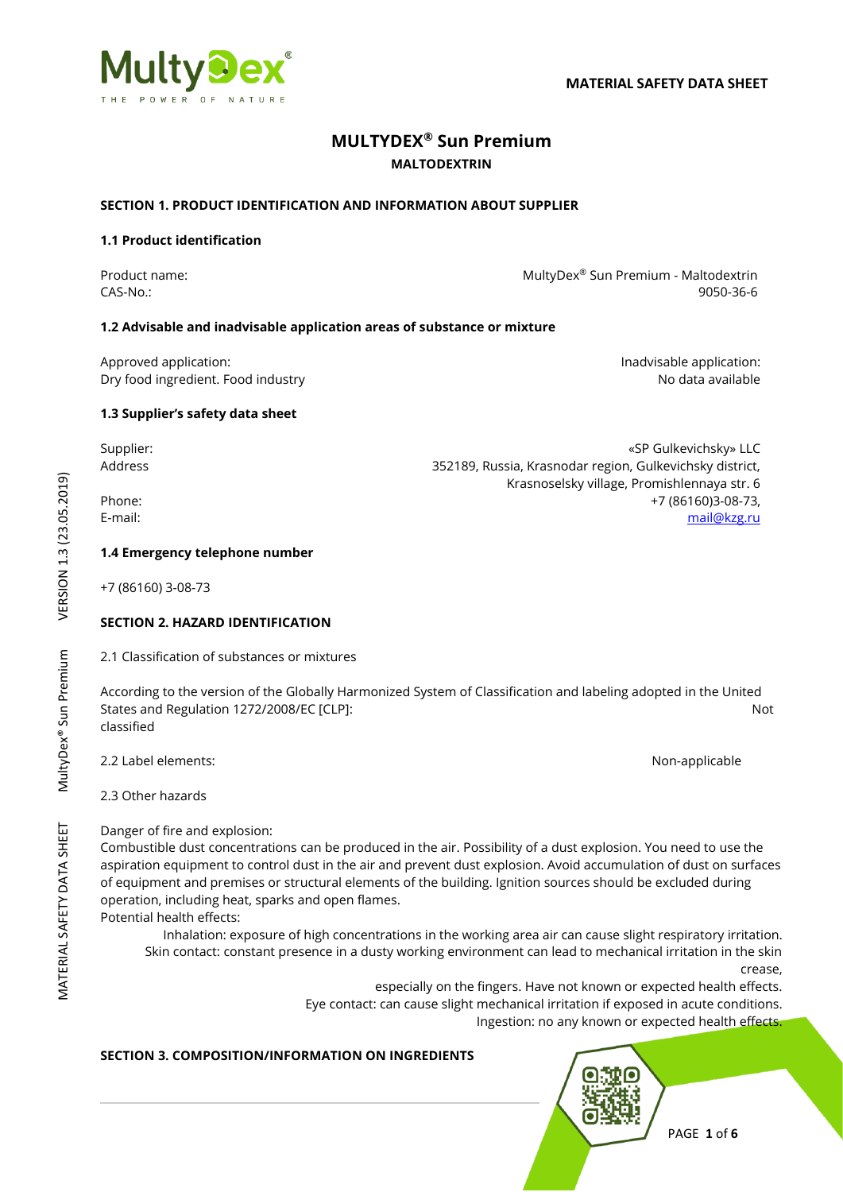**MATERIAL SAFETY DATA SHEET**

# MULTYDEX® Sun Premium

**MALTODEXTRIN**

## SECTION 1. PRODUCT IDENTIFICATION AND INFORMATION ABOUT SUPPLIER

### 1.1 Product identification

| | |
|---|---|
| Product name: | MultyDex® Sun Premium - Maltodextrin |
| CAS-No.: | 9050-36-6 |

### 1.2 Advisable and inadvisable application areas of substance or mixture

| | |
|---|---|
| Approved application: | Inadvisable application: |
| Dry food ingredient. Food industry | No data available |

### 1.3 Supplier's safety data sheet

| | |
|---|---|
| Supplier: | «SP Gulkevichsky» LLC |
| Address | 352189, Russia, Krasnodar region, Gulkevichsky district, Krasnoselsky village, Promishlennaya str. 6 |
| Phone: | +7 (86160)3-08-73, |
| E-mail: | mail@kzg.ru |

### 1.4 Emergency telephone number

+7 (86160) 3-08-73

## SECTION 2. HAZARD IDENTIFICATION

2.1 Classification of substances or mixtures

According to the version of the Globally Harmonized System of Classification and labeling adopted in the United States and Regulation 1272/2008/EC [CLP]: Not classified

2.2 Label elements: Non-applicable

2.3 Other hazards

Danger of fire and explosion:
Combustible dust concentrations can be produced in the air. Possibility of a dust explosion. You need to use the aspiration equipment to control dust in the air and prevent dust explosion. Avoid accumulation of dust on surfaces of equipment and premises or structural elements of the building. Ignition sources should be excluded during operation, including heat, sparks and open flames.
Potential health effects:

Inhalation: exposure of high concentrations in the working area air can cause slight respiratory irritation.
Skin contact: constant presence in a dusty working environment can lead to mechanical irritation in the skin crease, especially on the fingers. Have not known or expected health effects.
Eye contact: can cause slight mechanical irritation if exposed in acute conditions.
Ingestion: no any known or expected health effects.

## SECTION 3. COMPOSITION/INFORMATION ON INGREDIENTS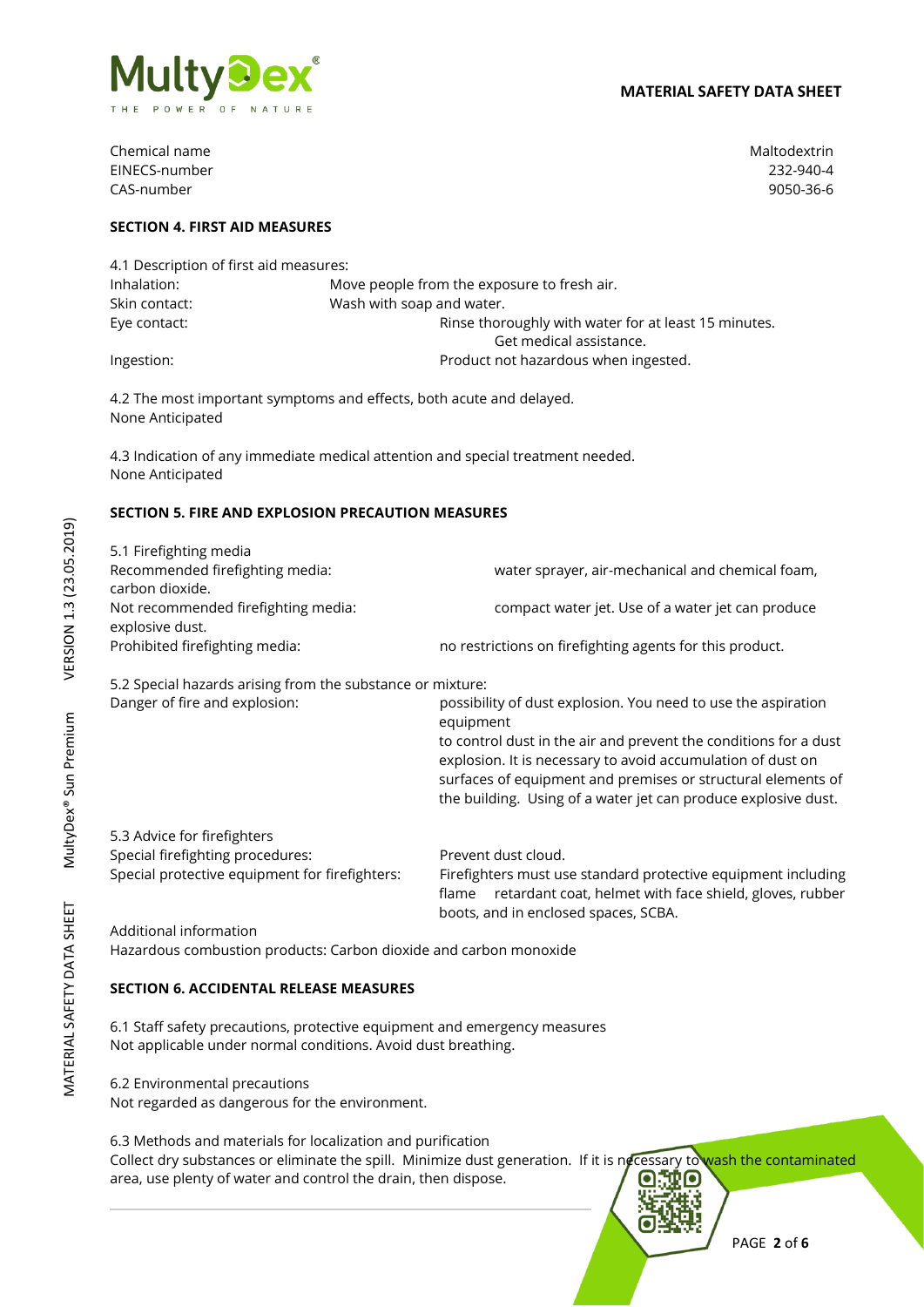| | |
|---|---|
| Chemical name | Maltodextrin |
| EINECS-number | 232-940-4 |
| CAS-number | 9050-36-6 |

**SECTION 4. FIRST AID MEASURES**

4.1 Description of first aid measures:

| | |
|---|---|
| Inhalation: | Move people from the exposure to fresh air. |
| Skin contact: | Wash with soap and water. |
| Eye contact: | Rinse thoroughly with water for at least 15 minutes. Get medical assistance. |
| Ingestion: | Product not hazardous when ingested. |

4.2 The most important symptoms and effects, both acute and delayed.
None Anticipated

4.3 Indication of any immediate medical attention and special treatment needed.
None Anticipated

**SECTION 5. FIRE AND EXPLOSION PRECAUTION MEASURES**

5.1 Firefighting media

| | |
|---|---|
| Recommended firefighting media: | water sprayer, air-mechanical and chemical foam, carbon dioxide. |
| Not recommended firefighting media: | compact water jet. Use of a water jet can produce explosive dust. |
| Prohibited firefighting media: | no restrictions on firefighting agents for this product. |

5.2 Special hazards arising from the substance or mixture:

| | |
|---|---|
| Danger of fire and explosion: | possibility of dust explosion. You need to use the aspiration equipment to control dust in the air and prevent the conditions for a dust explosion. It is necessary to avoid accumulation of dust on surfaces of equipment and premises or structural elements of the building. Using of a water jet can produce explosive dust. |

5.3 Advice for firefighters

| | |
|---|---|
| Special firefighting procedures: | Prevent dust cloud. |
| Special protective equipment for firefighters: | Firefighters must use standard protective equipment including flame retardant coat, helmet with face shield, gloves, rubber boots, and in enclosed spaces, SCBA. |

Additional information
Hazardous combustion products: Carbon dioxide and carbon monoxide

**SECTION 6. ACCIDENTAL RELEASE MEASURES**

6.1 Staff safety precautions, protective equipment and emergency measures
Not applicable under normal conditions. Avoid dust breathing.

6.2 Environmental precautions
Not regarded as dangerous for the environment.

6.3 Methods and materials for localization and purification
Collect dry substances or eliminate the spill. Minimize dust generation. If it is necessary to wash the contaminated area, use plenty of water and control the drain, then dispose.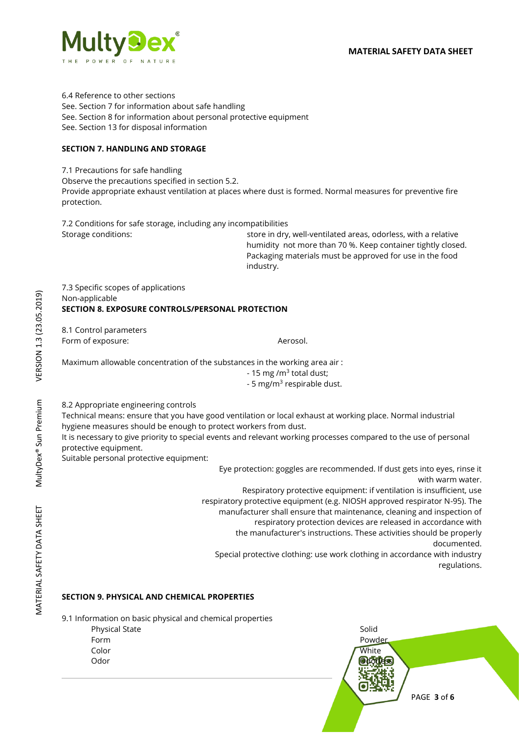6.4 Reference to other sections
See. Section 7 for information about safe handling
See. Section 8 for information about personal protective equipment
See. Section 13 for disposal information

## SECTION 7. HANDLING AND STORAGE

7.1 Precautions for safe handling
Observe the precautions specified in section 5.2.
Provide appropriate exhaust ventilation at places where dust is formed. Normal measures for preventive fire protection.

7.2 Conditions for safe storage, including any incompatibilities

Storage conditions: store in dry, well-ventilated areas, odorless, with a relative humidity not more than 70 %. Keep container tightly closed. Packaging materials must be approved for use in the food industry.

7.3 Specific scopes of applications
Non-applicable

## SECTION 8. EXPOSURE CONTROLS/PERSONAL PROTECTION

8.1 Control parameters

Form of exposure: Aerosol.

Maximum allowable concentration of the substances in the working area air :

- 15 mg /$m^3$ total dust;
- 5 mg/$m^3$ respirable dust.

8.2 Appropriate engineering controls
Technical means: ensure that you have good ventilation or local exhaust at working place. Normal industrial hygiene measures should be enough to protect workers from dust.
It is necessary to give priority to special events and relevant working processes compared to the use of personal protective equipment.
Suitable personal protective equipment:

Eye protection: goggles are recommended. If dust gets into eyes, rinse it with warm water.

Respiratory protective equipment: if ventilation is insufficient, use respiratory protective equipment (e.g. NIOSH approved respirator N-95). The manufacturer shall ensure that maintenance, cleaning and inspection of respiratory protection devices are released in accordance with the manufacturer's instructions. These activities should be properly documented.

Special protective clothing: use work clothing in accordance with industry regulations.

## SECTION 9. PHYSICAL AND CHEMICAL PROPERTIES

9.1 Information on basic physical and chemical properties

| | |
|---|---|
| Physical State | Solid |
| Form | Powder |
| Color | White |
| Odor | Odorless |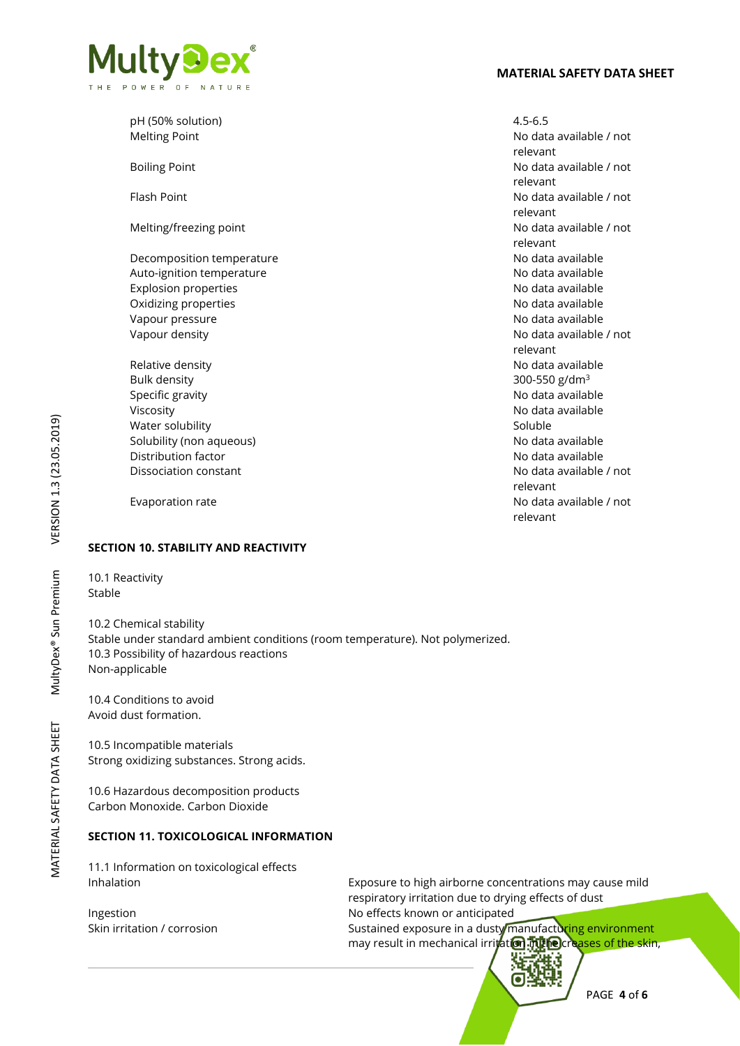| Property | Value |
|---|---|
| pH (50% solution) | 4.5-6.5 |
| Melting Point | No data available / not relevant |
| Boiling Point | No data available / not relevant |
| Flash Point | No data available / not relevant |
| Melting/freezing point | No data available / not relevant |
| Decomposition temperature | No data available |
| Auto-ignition temperature | No data available |
| Explosion properties | No data available |
| Oxidizing properties | No data available |
| Vapour pressure | No data available |
| Vapour density | No data available / not relevant |
| Relative density | No data available |
| Bulk density | 300-550 $g/dm^3$ |
| Specific gravity | No data available |
| Viscosity | No data available |
| Water solubility | Soluble |
| Solubility (non aqueous) | No data available |
| Distribution factor | No data available |
| Dissociation constant | No data available / not relevant |
| Evaporation rate | No data available / not relevant |

## SECTION 10. STABILITY AND REACTIVITY

10.1 Reactivity
Stable

10.2 Chemical stability
Stable under standard ambient conditions (room temperature). Not polymerized.
10.3 Possibility of hazardous reactions
Non-applicable

10.4 Conditions to avoid
Avoid dust formation.

10.5 Incompatible materials
Strong oxidizing substances. Strong acids.

10.6 Hazardous decomposition products
Carbon Monoxide. Carbon Dioxide

## SECTION 11. TOXICOLOGICAL INFORMATION

11.1 Information on toxicological effects

| | |
|---|---|
| Inhalation | Exposure to high airborne concentrations may cause mild respiratory irritation due to drying effects of dust |
| Ingestion | No effects known or anticipated |
| Skin irritation / corrosion | Sustained exposure in a dusty manufacturing environment may result in mechanical irritation in the creases of the skin, |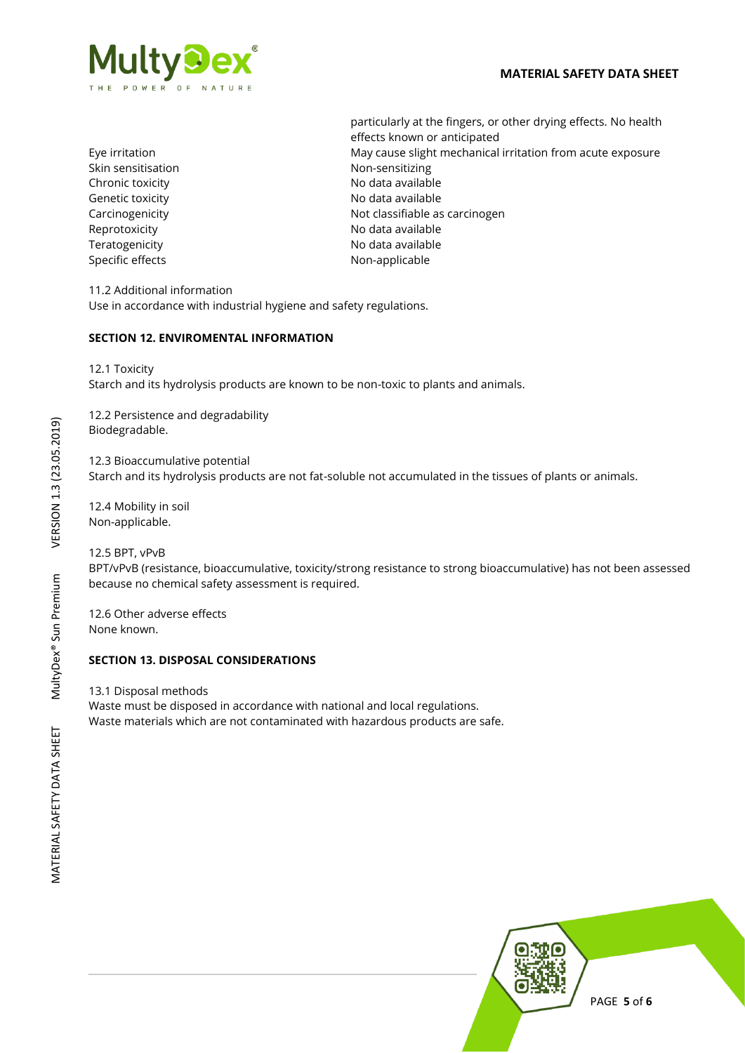| | |
|---|---|
| | particularly at the fingers, or other drying effects. No health effects known or anticipated |
| Eye irritation | May cause slight mechanical irritation from acute exposure |
| Skin sensitisation | Non-sensitizing |
| Chronic toxicity | No data available |
| Genetic toxicity | No data available |
| Carcinogenicity | Not classifiable as carcinogen |
| Reprotoxicity | No data available |
| Teratogenicity | No data available |
| Specific effects | Non-applicable |

11.2 Additional information
Use in accordance with industrial hygiene and safety regulations.

**SECTION 12. ENVIROMENTAL INFORMATION**

12.1 Toxicity
Starch and its hydrolysis products are known to be non-toxic to plants and animals.

12.2 Persistence and degradability
Biodegradable.

12.3 Bioaccumulative potential
Starch and its hydrolysis products are not fat-soluble not accumulated in the tissues of plants or animals.

12.4 Mobility in soil
Non-applicable.

12.5 BPT, vPvB
BPT/vPvB (resistance, bioaccumulative, toxicity/strong resistance to strong bioaccumulative) has not been assessed because no chemical safety assessment is required.

12.6 Other adverse effects
None known.

**SECTION 13. DISPOSAL CONSIDERATIONS**

13.1 Disposal methods
Waste must be disposed in accordance with national and local regulations.
Waste materials which are not contaminated with hazardous products are safe.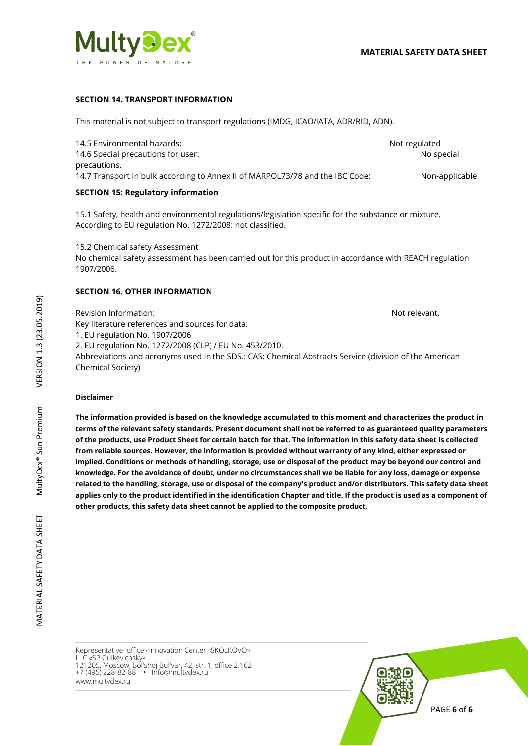## SECTION 14. TRANSPORT INFORMATION

This material is not subject to transport regulations (IMDG, ICAO/IATA, ADR/RID, ADN).

14.5 Environmental hazards: Not regulated
14.6 Special precautions for user: No special precautions.
14.7 Transport in bulk according to Annex II of MARPOL73/78 and the IBC Code: Non-applicable

## SECTION 15: Regulatory information

15.1 Safety, health and environmental regulations/legislation specific for the substance or mixture.
According to EU regulation No. 1272/2008: not classified.

15.2 Chemical safety Assessment
No chemical safety assessment has been carried out for this product in accordance with REACH regulation 1907/2006.

## SECTION 16. OTHER INFORMATION

Revision Information: Not relevant.
Key literature references and sources for data:
1. EU regulation No. 1907/2006
2. EU regulation No. 1272/2008 (CLP) / EU No. 453/2010.
Abbreviations and acronyms used in the SDS.: CAS: Chemical Abstracts Service (division of the American Chemical Society)

**Disclaimer**

**The information provided is based on the knowledge accumulated to this moment and characterizes the product in terms of the relevant safety standards. Present document shall not be referred to as guaranteed quality parameters of the products, use Product Sheet for certain batch for that. The information in this safety data sheet is collected from reliable sources. However, the information is provided without warranty of any kind, either expressed or implied. Conditions or methods of handling, storage, use or disposal of the product may be beyond our control and knowledge. For the avoidance of doubt, under no circumstances shall we be liable for any loss, damage or expense related to the handling, storage, use or disposal of the company's product and/or distributors. This safety data sheet applies only to the product identified in the identification Chapter and title. If the product is used as a component of other products, this safety data sheet cannot be applied to the composite product.**